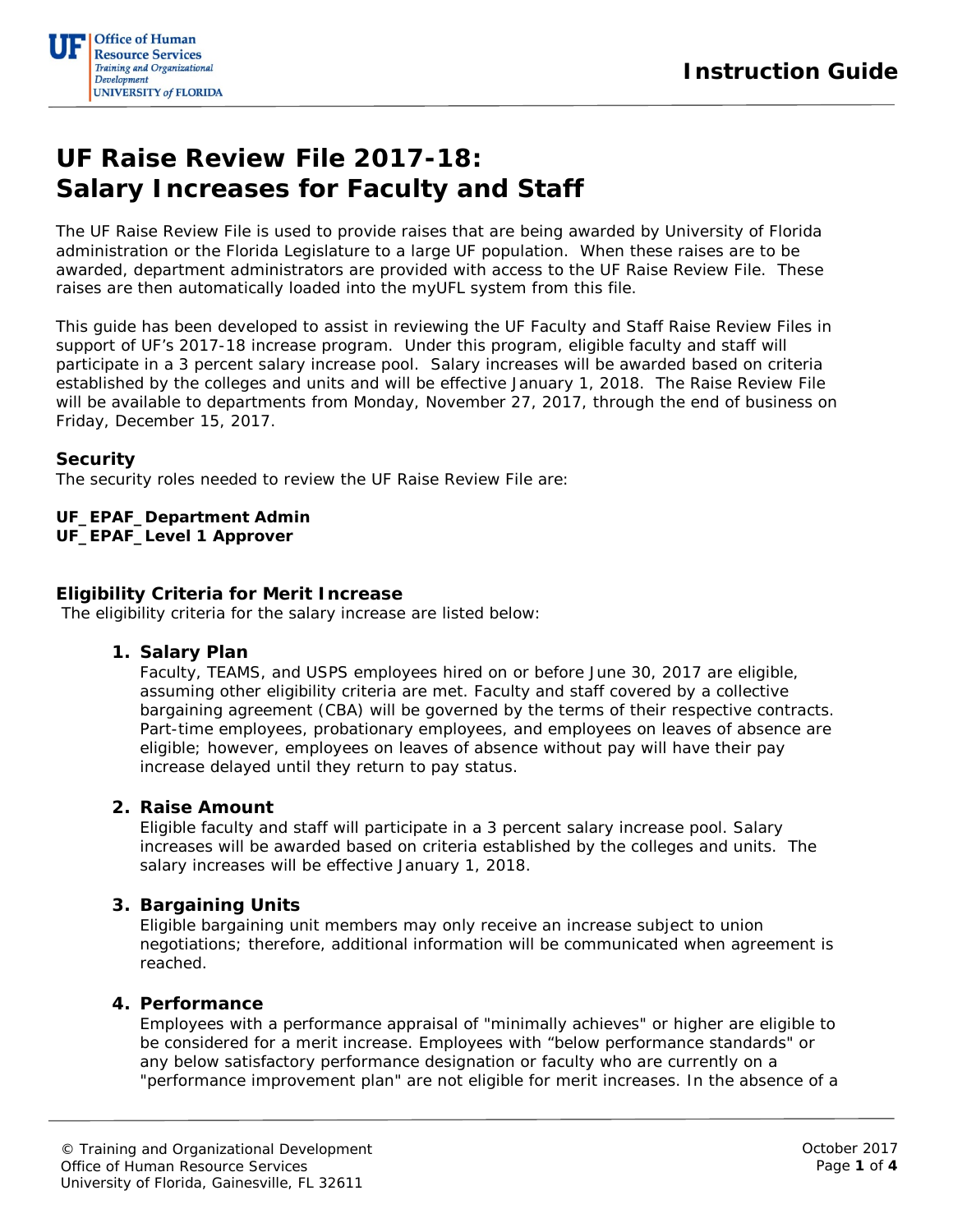# UF Raise Review File 2017-18: Salary Increases for Faculty and Staff

The UF Raise Review File is used to provide raises that are being awarded by University of Florida administration or the Florida Legislature to a large UF population. When these raises are to be awarded, department administrators are provided with access to the UF Raise Review File. These raises are then automatically loaded into the myUFL system from this file.

This guide has been developed to assist in reviewing the UF Faculty and Staff Raise Review Files in support of UF's 2017-18 increase program. Under this program, eligible faculty and staff will participate in a 3 percent salary increase pool. Salary increases will be awarded based on criteria established by the colleges and units and will be effective January 1, 2018. The Raise Review File will be available to departments from Monday, November 27, 2017, through the end of business on Friday, December 15, 2017.

## Security

The security roles needed to review the UF Raise Review File are:

**UF_EPAF_Department Admin**
**UF_EPAF_Level 1 Approver**

## Eligibility Criteria for Merit Increase

The eligibility criteria for the salary increase are listed below:

1. **Salary Plan**
   Faculty, TEAMS, and USPS employees hired on or before June 30, 2017 are eligible, assuming other eligibility criteria are met. Faculty and staff covered by a collective bargaining agreement (CBA) will be governed by the terms of their respective contracts. Part-time employees, probationary employees, and employees on leaves of absence are eligible; however, employees on leaves of absence without pay will have their pay increase delayed until they return to pay status.

2. **Raise Amount**
   Eligible faculty and staff will participate in a 3 percent salary increase pool. Salary increases will be awarded based on criteria established by the colleges and units. The salary increases will be effective January 1, 2018.

3. **Bargaining Units**
   Eligible bargaining unit members may only receive an increase subject to union negotiations; therefore, additional information will be communicated when agreement is reached.

4. **Performance**
   Employees with a performance appraisal of "minimally achieves" or higher are eligible to be considered for a merit increase. Employees with "below performance standards" or any below satisfactory performance designation or faculty who are currently on a "performance improvement plan" are not eligible for merit increases. In the absence of a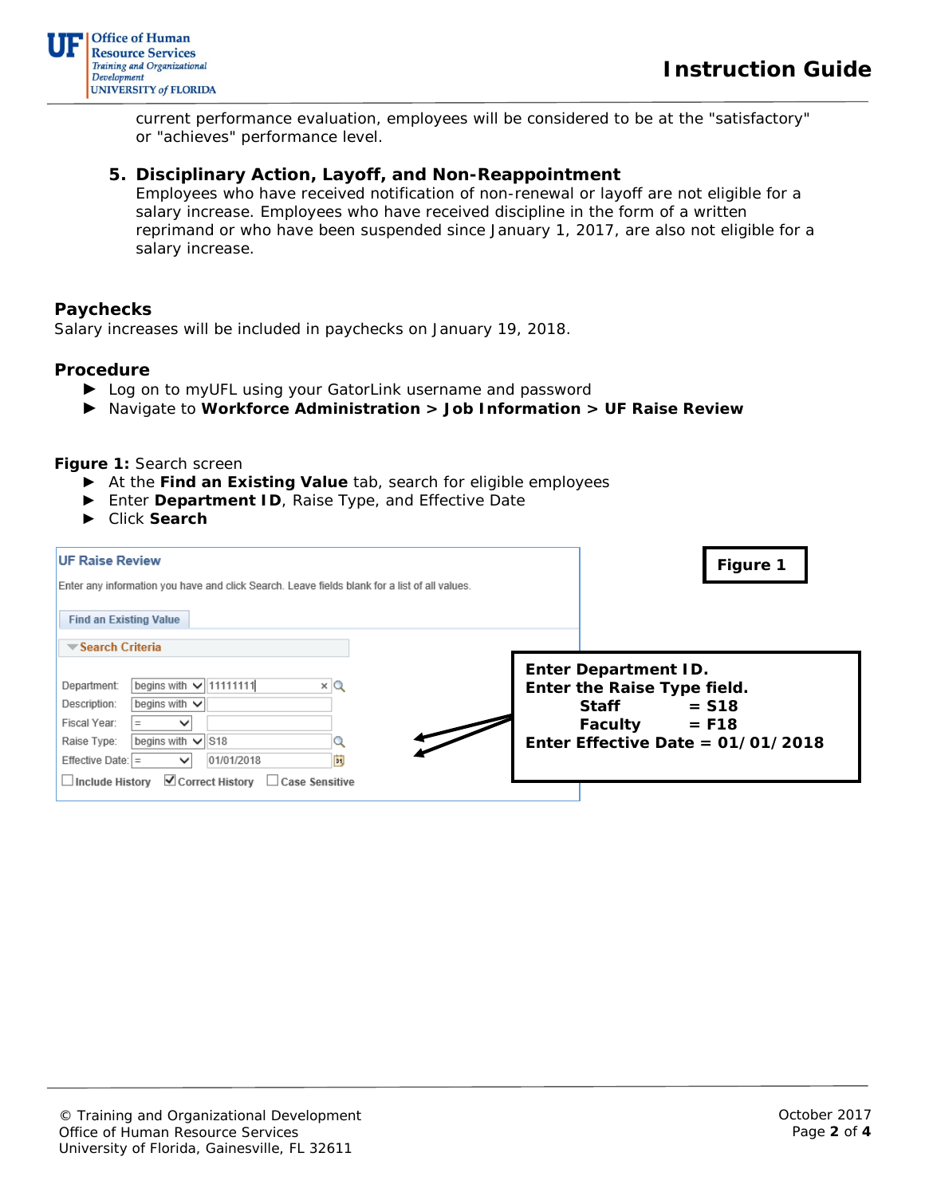current performance evaluation, employees will be considered to be at the "satisfactory" or "achieves" performance level.

5. **Disciplinary Action, Layoff, and Non-Reappointment**
   Employees who have received notification of non-renewal or layoff are not eligible for a salary increase. Employees who have received discipline in the form of a written reprimand or who have been suspended since January 1, 2017, are also not eligible for a salary increase.

## Paychecks

Salary increases will be included in paychecks on January 19, 2018.

## Procedure

- Log on to myUFL using your GatorLink username and password
- Navigate to **Workforce Administration > Job Information > UF Raise Review**

**Figure 1:** Search screen

- At the **Find an Existing Value** tab, search for eligible employees
- Enter **Department ID**, Raise Type, and Effective Date
- Click **Search**

**UF Raise Review**

Enter any information you have and click Search. Leave fields blank for a list of all values.

Find an Existing Value

Search Criteria

| Field | Operator | Value |
|---|---|---|
| Department: | begins with | 11111111 |
| Description: | begins with | |
| Fiscal Year: | = | |
| Raise Type: | begins with | S18 |
| Effective Date: | = | 01/01/2018 |

☐ Include History ☑ Correct History ☐ Case Sensitive

**Figure 1**

**Enter Department ID.**
**Enter the Raise Type field.**
**Staff = S18**
**Faculty = F18**
**Enter Effective Date = 01/01/2018**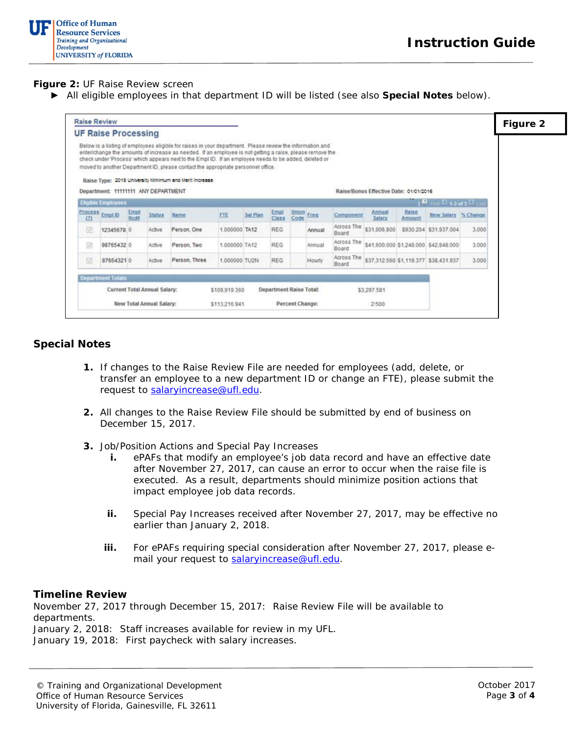**Figure 2:** UF Raise Review screen

► All eligible employees in that department ID will be listed (see also **Special Notes** below).

**Figure 2**

Raise Review

**UF Raise Processing**

Below is a listing of employees eligible for raises in your department. Please review the information and enter/change the amounts of increase as needed. If an employee is not getting a raise, please remove the check under 'Process' which appears next to the Empl ID. If an employee needs to be added, deleted or moved to another Department ID, please contact the appropriate personnel office.

Raise Type: 2015 University Minimum and Merit Increase

Department: 11111111 ANY DEPARTMENT

Raise/Bonus Effective Date: 01/01/2016

Eligible Employees — 1-3 of 3

| Process (?) | Empl ID | Empl Rcd# | Status | Name | FTE | Sal Plan | Empl Class | Union Code | Freq | Component | Annual Salary | Raise Amount | New Salary | % Change |
|---|---|---|---|---|---|---|---|---|---|---|---|---|---|---|
| ☑ | 12345678 | 0 | Active | Person, One | 1.000000 | TA12 | REG | | Annual | Across The Board | $31,006.800 | $930.204 | $31,937.004 | 3.000 |
| ☑ | 98765432 | 0 | Active | Person, Two | 1.000000 | TA12 | REG | | Annual | Across The Board | $41,600.000 | $1,248.000 | $42,848.000 | 3.000 |
| ☑ | 87654321 | 0 | Active | Person, Three | 1.000000 | TU2N | REG | | Hourly | Across The Board | $37,312.560 | $1,119.377 | $38,431.937 | 3.000 |

Department Totals

| | | | |
|---|---|---|---|
| Current Total Annual Salary: | $109,919.360 | Department Raise Total: | $3,297.581 |
| New Total Annual Salary: | $113,216.941 | Percent Change: | 2.500 |

## Special Notes

1. If changes to the Raise Review File are needed for employees (add, delete, or transfer an employee to a new department ID or change an FTE), please submit the request to [salaryincrease@ufl.edu](mailto:salaryincrease@ufl.edu).

2. All changes to the Raise Review File should be submitted by end of business on December 15, 2017.

3. Job/Position Actions and Special Pay Increases
   - **i.** ePAFs that modify an employee's job data record and have an effective date after November 27, 2017, can cause an error to occur when the raise file is executed. As a result, departments should minimize position actions that impact employee job data records.
   - **ii.** Special Pay Increases received after November 27, 2017, may be effective no earlier than January 2, 2018.
   - **iii.** For ePAFs requiring special consideration after November 27, 2017, please e-mail your request to [salaryincrease@ufl.edu](mailto:salaryincrease@ufl.edu).

## Timeline Review

November 27, 2017 through December 15, 2017: Raise Review File will be available to departments.
January 2, 2018: Staff increases available for review in my UFL.
January 19, 2018: First paycheck with salary increases.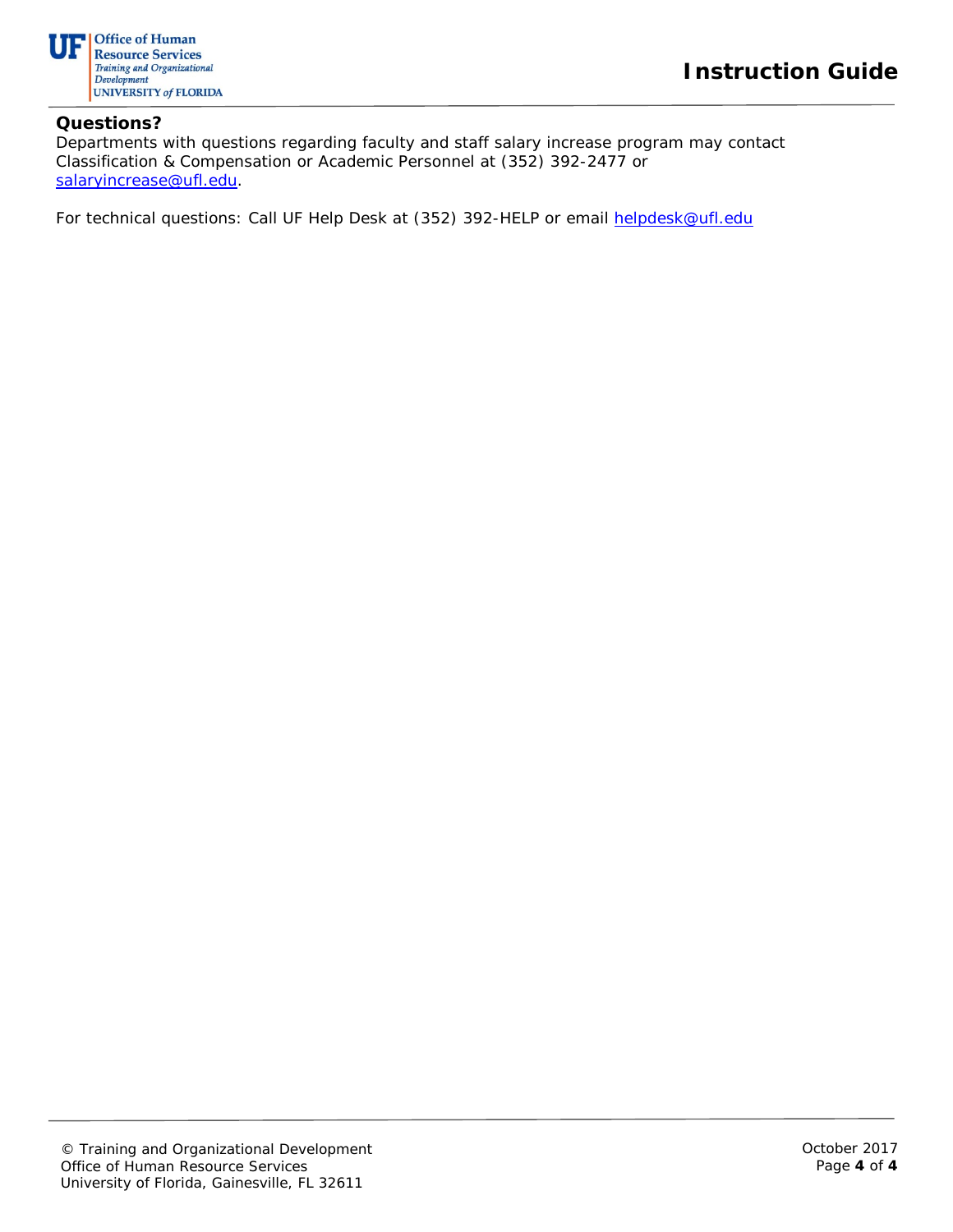## Questions?

Departments with questions regarding faculty and staff salary increase program may contact Classification & Compensation or Academic Personnel at (352) 392-2477 or salaryincrease@ufl.edu.

For technical questions: Call UF Help Desk at (352) 392-HELP or email helpdesk@ufl.edu